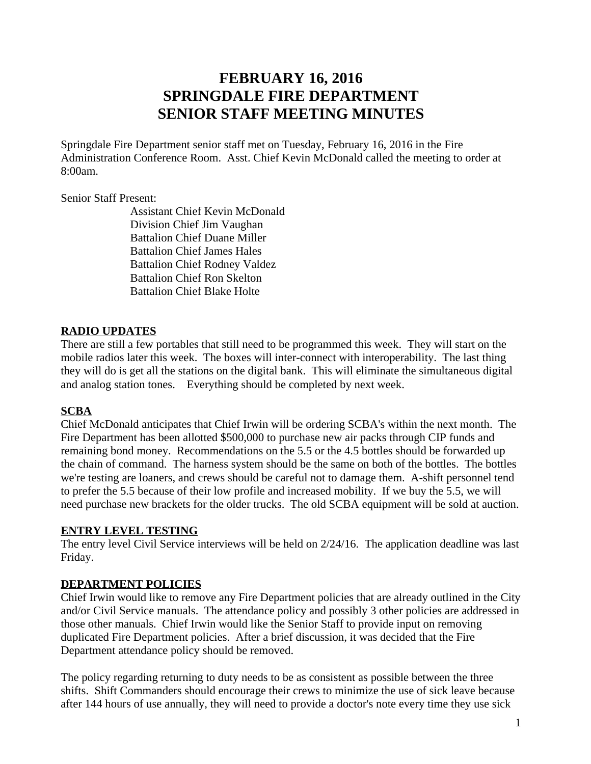# FEBRUARY 16, 2016
# SPRINGDALE FIRE DEPARTMENT
# SENIOR STAFF MEETING MINUTES

Springdale Fire Department senior staff met on Tuesday, February 16, 2016 in the Fire Administration Conference Room. Asst. Chief Kevin McDonald called the meeting to order at 8:00am.

Senior Staff Present:

Assistant Chief Kevin McDonald
Division Chief Jim Vaughan
Battalion Chief Duane Miller
Battalion Chief James Hales
Battalion Chief Rodney Valdez
Battalion Chief Ron Skelton
Battalion Chief Blake Holte

## RADIO UPDATES

There are still a few portables that still need to be programmed this week. They will start on the mobile radios later this week. The boxes will inter-connect with interoperability. The last thing they will do is get all the stations on the digital bank. This will eliminate the simultaneous digital and analog station tones. Everything should be completed by next week.

## SCBA

Chief McDonald anticipates that Chief Irwin will be ordering SCBA's within the next month. The Fire Department has been allotted $500,000 to purchase new air packs through CIP funds and remaining bond money. Recommendations on the 5.5 or the 4.5 bottles should be forwarded up the chain of command. The harness system should be the same on both of the bottles. The bottles we're testing are loaners, and crews should be careful not to damage them. A-shift personnel tend to prefer the 5.5 because of their low profile and increased mobility. If we buy the 5.5, we will need purchase new brackets for the older trucks. The old SCBA equipment will be sold at auction.

## ENTRY LEVEL TESTING

The entry level Civil Service interviews will be held on 2/24/16. The application deadline was last Friday.

## DEPARTMENT POLICIES

Chief Irwin would like to remove any Fire Department policies that are already outlined in the City and/or Civil Service manuals. The attendance policy and possibly 3 other policies are addressed in those other manuals. Chief Irwin would like the Senior Staff to provide input on removing duplicated Fire Department policies. After a brief discussion, it was decided that the Fire Department attendance policy should be removed.

The policy regarding returning to duty needs to be as consistent as possible between the three shifts. Shift Commanders should encourage their crews to minimize the use of sick leave because after 144 hours of use annually, they will need to provide a doctor's note every time they use sick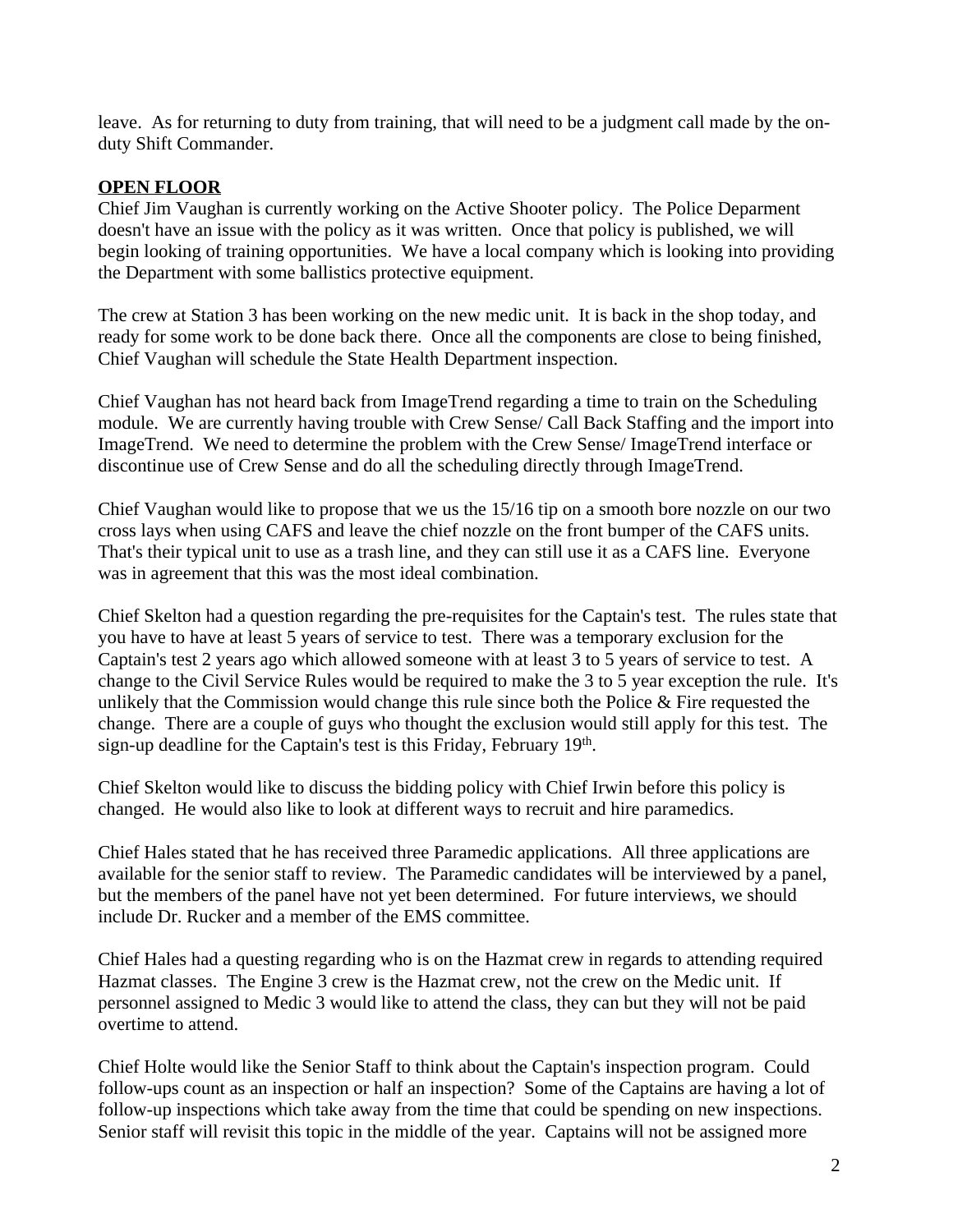leave. As for returning to duty from training, that will need to be a judgment call made by the on-duty Shift Commander.

**OPEN FLOOR**

Chief Jim Vaughan is currently working on the Active Shooter policy. The Police Deparment doesn't have an issue with the policy as it was written. Once that policy is published, we will begin looking of training opportunities. We have a local company which is looking into providing the Department with some ballistics protective equipment.

The crew at Station 3 has been working on the new medic unit. It is back in the shop today, and ready for some work to be done back there. Once all the components are close to being finished, Chief Vaughan will schedule the State Health Department inspection.

Chief Vaughan has not heard back from ImageTrend regarding a time to train on the Scheduling module. We are currently having trouble with Crew Sense/ Call Back Staffing and the import into ImageTrend. We need to determine the problem with the Crew Sense/ ImageTrend interface or discontinue use of Crew Sense and do all the scheduling directly through ImageTrend.

Chief Vaughan would like to propose that we us the 15/16 tip on a smooth bore nozzle on our two cross lays when using CAFS and leave the chief nozzle on the front bumper of the CAFS units. That's their typical unit to use as a trash line, and they can still use it as a CAFS line. Everyone was in agreement that this was the most ideal combination.

Chief Skelton had a question regarding the pre-requisites for the Captain's test. The rules state that you have to have at least 5 years of service to test. There was a temporary exclusion for the Captain's test 2 years ago which allowed someone with at least 3 to 5 years of service to test. A change to the Civil Service Rules would be required to make the 3 to 5 year exception the rule. It's unlikely that the Commission would change this rule since both the Police & Fire requested the change. There are a couple of guys who thought the exclusion would still apply for this test. The sign-up deadline for the Captain's test is this Friday, February 19th.

Chief Skelton would like to discuss the bidding policy with Chief Irwin before this policy is changed. He would also like to look at different ways to recruit and hire paramedics.

Chief Hales stated that he has received three Paramedic applications. All three applications are available for the senior staff to review. The Paramedic candidates will be interviewed by a panel, but the members of the panel have not yet been determined. For future interviews, we should include Dr. Rucker and a member of the EMS committee.

Chief Hales had a questing regarding who is on the Hazmat crew in regards to attending required Hazmat classes. The Engine 3 crew is the Hazmat crew, not the crew on the Medic unit. If personnel assigned to Medic 3 would like to attend the class, they can but they will not be paid overtime to attend.

Chief Holte would like the Senior Staff to think about the Captain's inspection program. Could follow-ups count as an inspection or half an inspection? Some of the Captains are having a lot of follow-up inspections which take away from the time that could be spending on new inspections. Senior staff will revisit this topic in the middle of the year. Captains will not be assigned more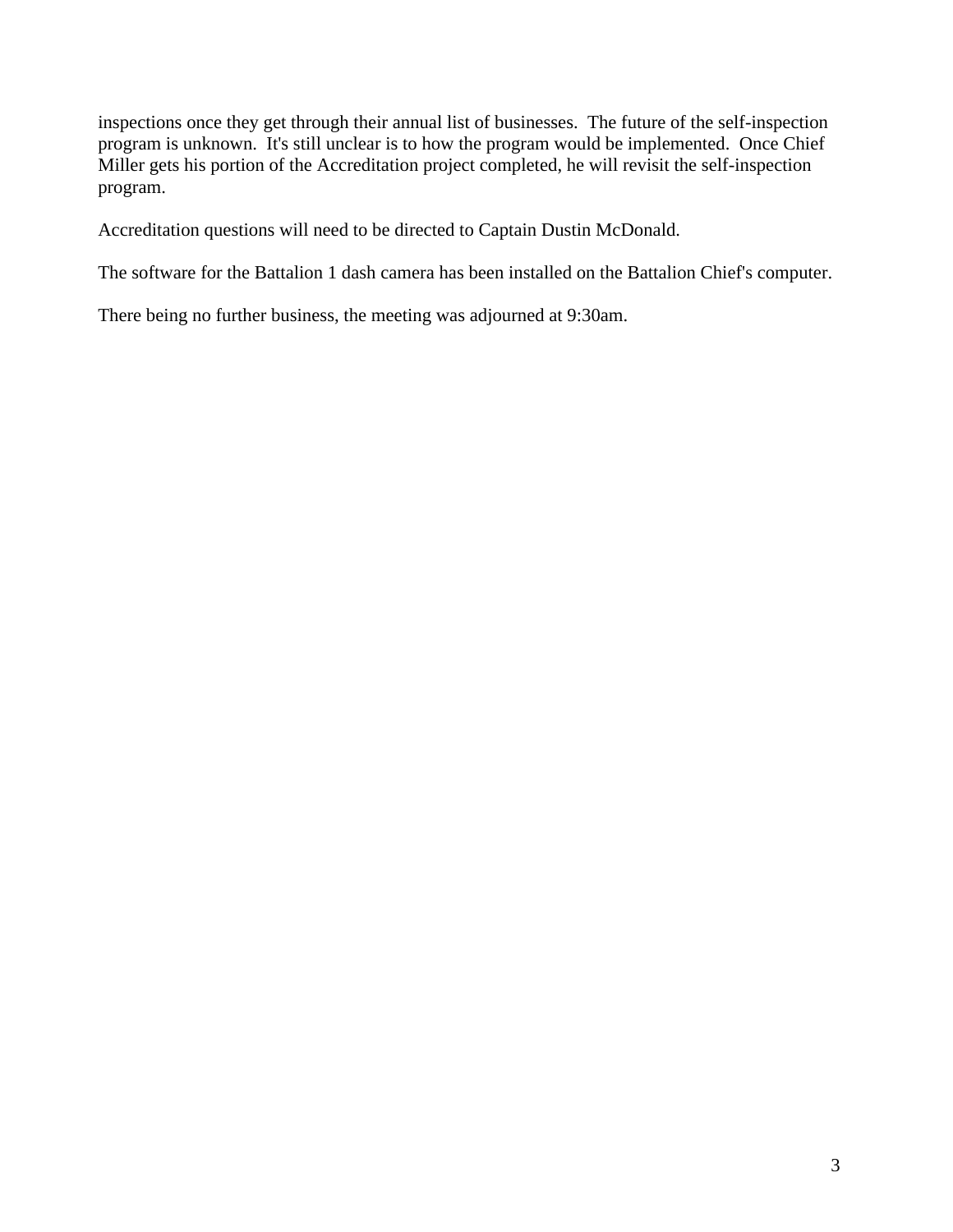inspections once they get through their annual list of businesses. The future of the self-inspection program is unknown. It's still unclear is to how the program would be implemented. Once Chief Miller gets his portion of the Accreditation project completed, he will revisit the self-inspection program.

Accreditation questions will need to be directed to Captain Dustin McDonald.

The software for the Battalion 1 dash camera has been installed on the Battalion Chief's computer.

There being no further business, the meeting was adjourned at 9:30am.